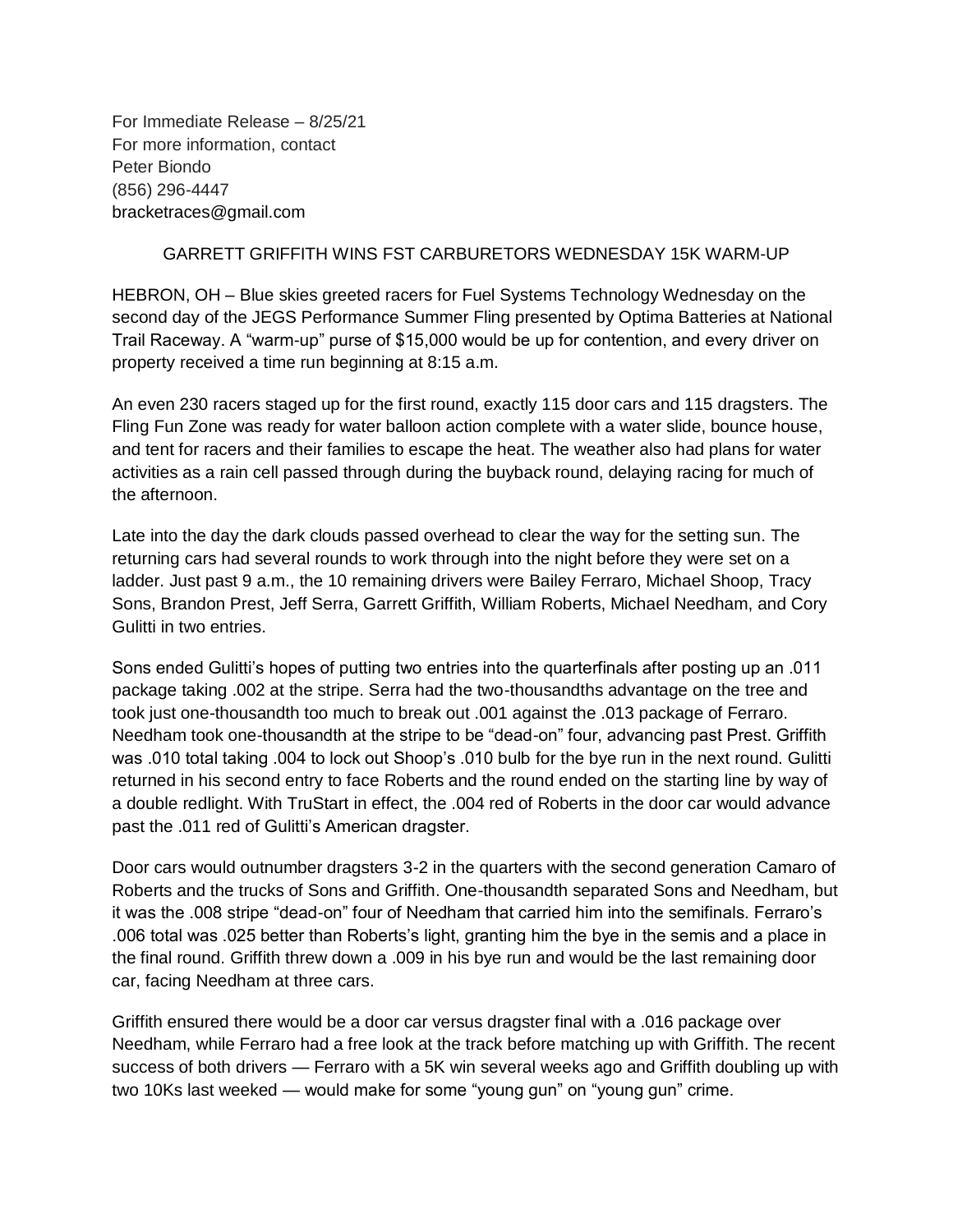For Immediate Release – 8/25/21
For more information, contact
Peter Biondo
(856) 296-4447
bracketraces@gmail.com

# GARRETT GRIFFITH WINS FST CARBURETORS WEDNESDAY 15K WARM-UP

HEBRON, OH – Blue skies greeted racers for Fuel Systems Technology Wednesday on the second day of the JEGS Performance Summer Fling presented by Optima Batteries at National Trail Raceway. A "warm-up" purse of $15,000 would be up for contention, and every driver on property received a time run beginning at 8:15 a.m.

An even 230 racers staged up for the first round, exactly 115 door cars and 115 dragsters. The Fling Fun Zone was ready for water balloon action complete with a water slide, bounce house, and tent for racers and their families to escape the heat. The weather also had plans for water activities as a rain cell passed through during the buyback round, delaying racing for much of the afternoon.

Late into the day the dark clouds passed overhead to clear the way for the setting sun. The returning cars had several rounds to work through into the night before they were set on a ladder. Just past 9 a.m., the 10 remaining drivers were Bailey Ferraro, Michael Shoop, Tracy Sons, Brandon Prest, Jeff Serra, Garrett Griffith, William Roberts, Michael Needham, and Cory Gulitti in two entries.

Sons ended Gulitti's hopes of putting two entries into the quarterfinals after posting up an .011 package taking .002 at the stripe. Serra had the two-thousandths advantage on the tree and took just one-thousandth too much to break out .001 against the .013 package of Ferraro. Needham took one-thousandth at the stripe to be "dead-on" four, advancing past Prest. Griffith was .010 total taking .004 to lock out Shoop's .010 bulb for the bye run in the next round. Gulitti returned in his second entry to face Roberts and the round ended on the starting line by way of a double redlight. With TruStart in effect, the .004 red of Roberts in the door car would advance past the .011 red of Gulitti's American dragster.

Door cars would outnumber dragsters 3-2 in the quarters with the second generation Camaro of Roberts and the trucks of Sons and Griffith. One-thousandth separated Sons and Needham, but it was the .008 stripe "dead-on" four of Needham that carried him into the semifinals. Ferraro's .006 total was .025 better than Roberts's light, granting him the bye in the semis and a place in the final round. Griffith threw down a .009 in his bye run and would be the last remaining door car, facing Needham at three cars.

Griffith ensured there would be a door car versus dragster final with a .016 package over Needham, while Ferraro had a free look at the track before matching up with Griffith. The recent success of both drivers — Ferraro with a 5K win several weeks ago and Griffith doubling up with two 10Ks last weeked — would make for some "young gun" on "young gun" crime.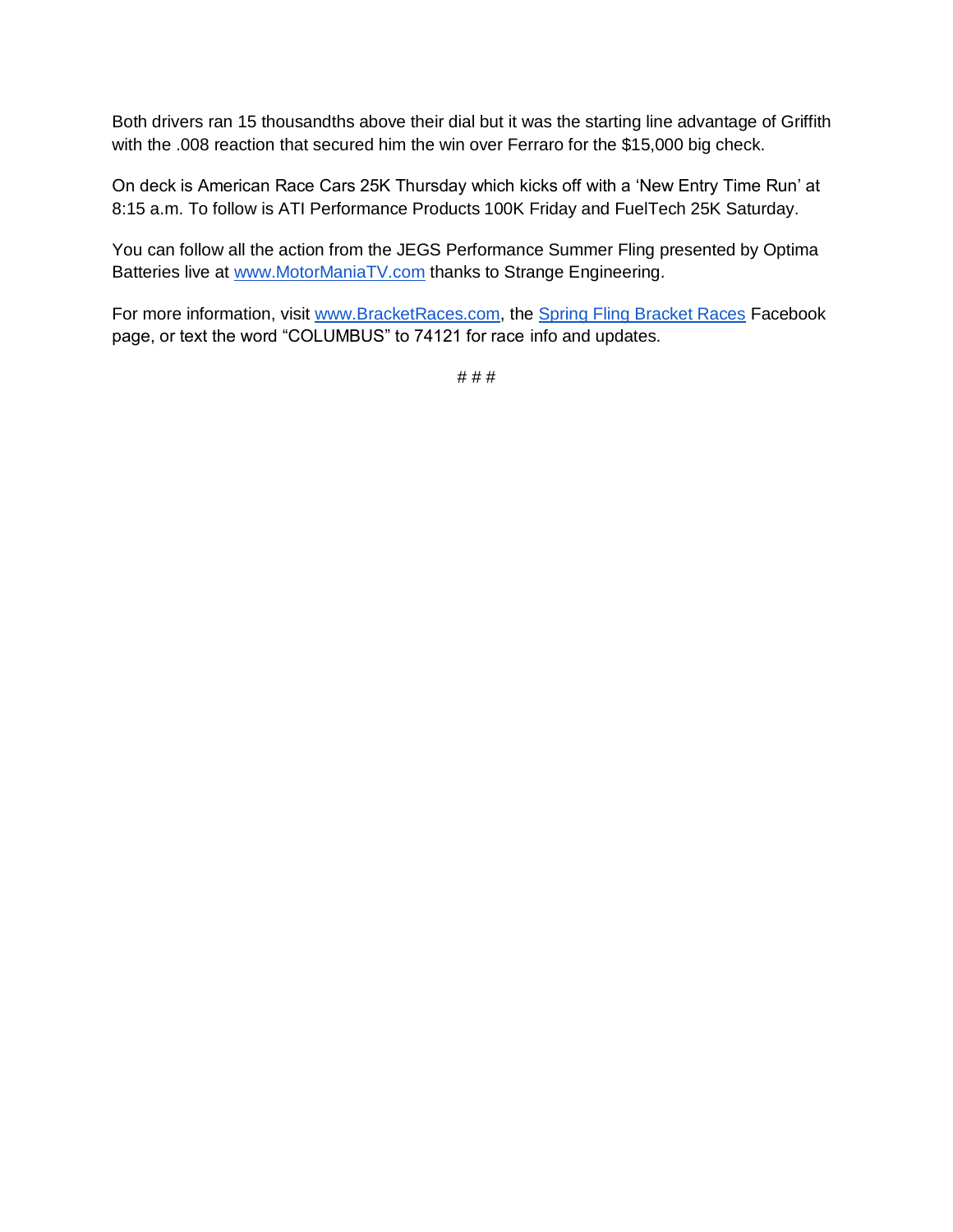Both drivers ran 15 thousandths above their dial but it was the starting line advantage of Griffith with the .008 reaction that secured him the win over Ferraro for the $15,000 big check.

On deck is American Race Cars 25K Thursday which kicks off with a 'New Entry Time Run' at 8:15 a.m. To follow is ATI Performance Products 100K Friday and FuelTech 25K Saturday.

You can follow all the action from the JEGS Performance Summer Fling presented by Optima Batteries live at [www.MotorManiaTV.com](http://www.MotorManiaTV.com) thanks to Strange Engineering.

For more information, visit [www.BracketRaces.com](http://www.BracketRaces.com), the [Spring Fling Bracket Races]() Facebook page, or text the word "COLUMBUS" to 74121 for race info and updates.

# # #